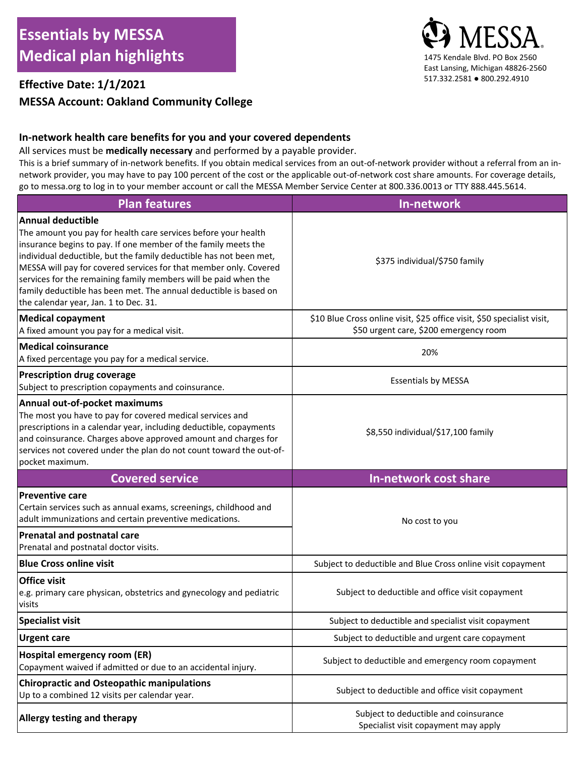# Essentials by MESSA Medical plan highlights

MESSA
1475 Kendale Blvd. PO Box 2560
East Lansing, Michigan 48826-2560
517.332.2581 ● 800.292.4910

**Effective Date: 1/1/2021**

**MESSA Account: Oakland Community College**

## In-network health care benefits for you and your covered dependents

All services must be **medically necessary** and performed by a payable provider.

This is a brief summary of in-network benefits. If you obtain medical services from an out-of-network provider without a referral from an in-network provider, you may have to pay 100 percent of the cost or the applicable out-of-network cost share amounts. For coverage details, go to messa.org to log in to your member account or call the MESSA Member Service Center at 800.336.0013 or TTY 888.445.5614.

| Plan features | In-network |
|---|---|
| **Annual deductible**<br>The amount you pay for health care services before your health insurance begins to pay. If one member of the family meets the individual deductible, but the family deductible has not been met, MESSA will pay for covered services for that member only. Covered services for the remaining family members will be paid when the family deductible has been met. The annual deductible is based on the calendar year, Jan. 1 to Dec. 31. | $375 individual/$750 family |
| **Medical copayment**<br>A fixed amount you pay for a medical visit. | $10 Blue Cross online visit, $25 office visit, $50 specialist visit, $50 urgent care, $200 emergency room |
| **Medical coinsurance**<br>A fixed percentage you pay for a medical service. | 20% |
| **Prescription drug coverage**<br>Subject to prescription copayments and coinsurance. | Essentials by MESSA |
| **Annual out-of-pocket maximums**<br>The most you have to pay for covered medical services and prescriptions in a calendar year, including deductible, copayments and coinsurance. Charges above approved amount and charges for services not covered under the plan do not count toward the out-of-pocket maximum. | $8,550 individual/$17,100 family |

| Covered service | In-network cost share |
|---|---|
| **Preventive care**<br>Certain services such as annual exams, screenings, childhood and adult immunizations and certain preventive medications. | No cost to you |
| **Prenatal and postnatal care**<br>Prenatal and postnatal doctor visits. | No cost to you |
| **Blue Cross online visit** | Subject to deductible and Blue Cross online visit copayment |
| **Office visit**<br>e.g. primary care physican, obstetrics and gynecology and pediatric visits | Subject to deductible and office visit copayment |
| **Specialist visit** | Subject to deductible and specialist visit copayment |
| **Urgent care** | Subject to deductible and urgent care copayment |
| **Hospital emergency room (ER)**<br>Copayment waived if admitted or due to an accidental injury. | Subject to deductible and emergency room copayment |
| **Chiropractic and Osteopathic manipulations**<br>Up to a combined 12 visits per calendar year. | Subject to deductible and office visit copayment |
| **Allergy testing and therapy** | Subject to deductible and coinsurance<br>Specialist visit copayment may apply |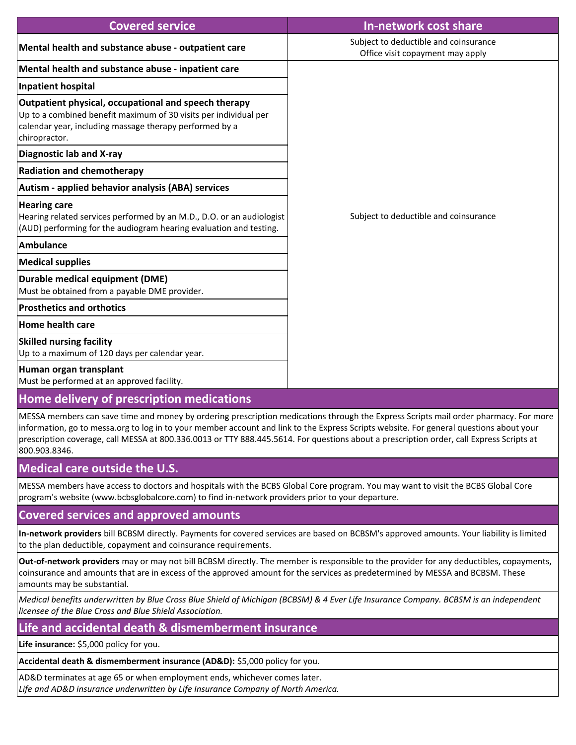| Covered service | In-network cost share |
|---|---|
| **Mental health and substance abuse - outpatient care** | Subject to deductible and coinsurance<br>Office visit copayment may apply |
| **Mental health and substance abuse - inpatient care** | Subject to deductible and coinsurance |
| **Inpatient hospital** | Subject to deductible and coinsurance |
| **Outpatient physical, occupational and speech therapy**<br>Up to a combined benefit maximum of 30 visits per individual per calendar year, including massage therapy performed by a chiropractor. | Subject to deductible and coinsurance |
| **Diagnostic lab and X-ray** | Subject to deductible and coinsurance |
| **Radiation and chemotherapy** | Subject to deductible and coinsurance |
| **Autism - applied behavior analysis (ABA) services** | Subject to deductible and coinsurance |
| **Hearing care**<br>Hearing related services performed by an M.D., D.O. or an audiologist (AUD) performing for the audiogram hearing evaluation and testing. | Subject to deductible and coinsurance |
| **Ambulance** | Subject to deductible and coinsurance |
| **Medical supplies** | Subject to deductible and coinsurance |
| **Durable medical equipment (DME)**<br>Must be obtained from a payable DME provider. | Subject to deductible and coinsurance |
| **Prosthetics and orthotics** | Subject to deductible and coinsurance |
| **Home health care** | Subject to deductible and coinsurance |
| **Skilled nursing facility**<br>Up to a maximum of 120 days per calendar year. | Subject to deductible and coinsurance |
| **Human organ transplant**<br>Must be performed at an approved facility. | Subject to deductible and coinsurance |

## Home delivery of prescription medications

MESSA members can save time and money by ordering prescription medications through the Express Scripts mail order pharmacy. For more information, go to messa.org to log in to your member account and link to the Express Scripts website. For general questions about your prescription coverage, call MESSA at 800.336.0013 or TTY 888.445.5614. For questions about a prescription order, call Express Scripts at 800.903.8346.

## Medical care outside the U.S.

MESSA members have access to doctors and hospitals with the BCBS Global Core program. You may want to visit the BCBS Global Core program's website (www.bcbsglobalcore.com) to find in-network providers prior to your departure.

## Covered services and approved amounts

**In-network providers** bill BCBSM directly. Payments for covered services are based on BCBSM's approved amounts. Your liability is limited to the plan deductible, copayment and coinsurance requirements.

**Out-of-network providers** may or may not bill BCBSM directly. The member is responsible to the provider for any deductibles, copayments, coinsurance and amounts that are in excess of the approved amount for the services as predetermined by MESSA and BCBSM. These amounts may be substantial.

*Medical benefits underwritten by Blue Cross Blue Shield of Michigan (BCBSM) & 4 Ever Life Insurance Company. BCBSM is an independent licensee of the Blue Cross and Blue Shield Association.*

## Life and accidental death & dismemberment insurance

**Life insurance:** $5,000 policy for you.

**Accidental death & dismemberment insurance (AD&D):** $5,000 policy for you.

AD&D terminates at age 65 or when employment ends, whichever comes later.
*Life and AD&D insurance underwritten by Life Insurance Company of North America.*